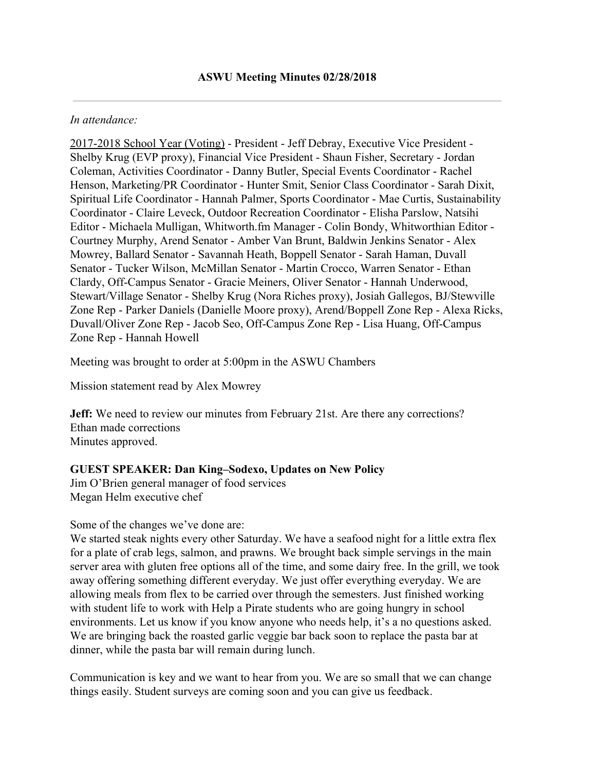# ASWU Meeting Minutes 02/28/2018

---

*In attendance:*

2017-2018 School Year (Voting) - President - Jeff Debray, Executive Vice President - Shelby Krug (EVP proxy), Financial Vice President - Shaun Fisher, Secretary - Jordan Coleman, Activities Coordinator - Danny Butler, Special Events Coordinator - Rachel Henson, Marketing/PR Coordinator - Hunter Smit, Senior Class Coordinator - Sarah Dixit, Spiritual Life Coordinator - Hannah Palmer, Sports Coordinator - Mae Curtis, Sustainability Coordinator - Claire Leveck, Outdoor Recreation Coordinator - Elisha Parslow, Natsihi Editor - Michaela Mulligan, Whitworth.fm Manager - Colin Bondy, Whitworthian Editor - Courtney Murphy, Arend Senator - Amber Van Brunt, Baldwin Jenkins Senator - Alex Mowrey, Ballard Senator - Savannah Heath, Boppell Senator - Sarah Haman, Duvall Senator - Tucker Wilson, McMillan Senator - Martin Crocco, Warren Senator - Ethan Clardy, Off-Campus Senator - Gracie Meiners, Oliver Senator - Hannah Underwood, Stewart/Village Senator - Shelby Krug (Nora Riches proxy), Josiah Gallegos, BJ/Stewville Zone Rep - Parker Daniels (Danielle Moore proxy), Arend/Boppell Zone Rep - Alexa Ricks, Duvall/Oliver Zone Rep - Jacob Seo, Off-Campus Zone Rep - Lisa Huang, Off-Campus Zone Rep - Hannah Howell

Meeting was brought to order at 5:00pm in the ASWU Chambers

Mission statement read by Alex Mowrey

**Jeff:** We need to review our minutes from February 21st. Are there any corrections?
Ethan made corrections
Minutes approved.

**GUEST SPEAKER: Dan King–Sodexo, Updates on New Policy**
Jim O'Brien general manager of food services
Megan Helm executive chef

Some of the changes we've done are:
We started steak nights every other Saturday. We have a seafood night for a little extra flex for a plate of crab legs, salmon, and prawns. We brought back simple servings in the main server area with gluten free options all of the time, and some dairy free. In the grill, we took away offering something different everyday. We just offer everything everyday. We are allowing meals from flex to be carried over through the semesters. Just finished working with student life to work with Help a Pirate students who are going hungry in school environments. Let us know if you know anyone who needs help, it's a no questions asked. We are bringing back the roasted garlic veggie bar back soon to replace the pasta bar at dinner, while the pasta bar will remain during lunch.

Communication is key and we want to hear from you. We are so small that we can change things easily. Student surveys are coming soon and you can give us feedback.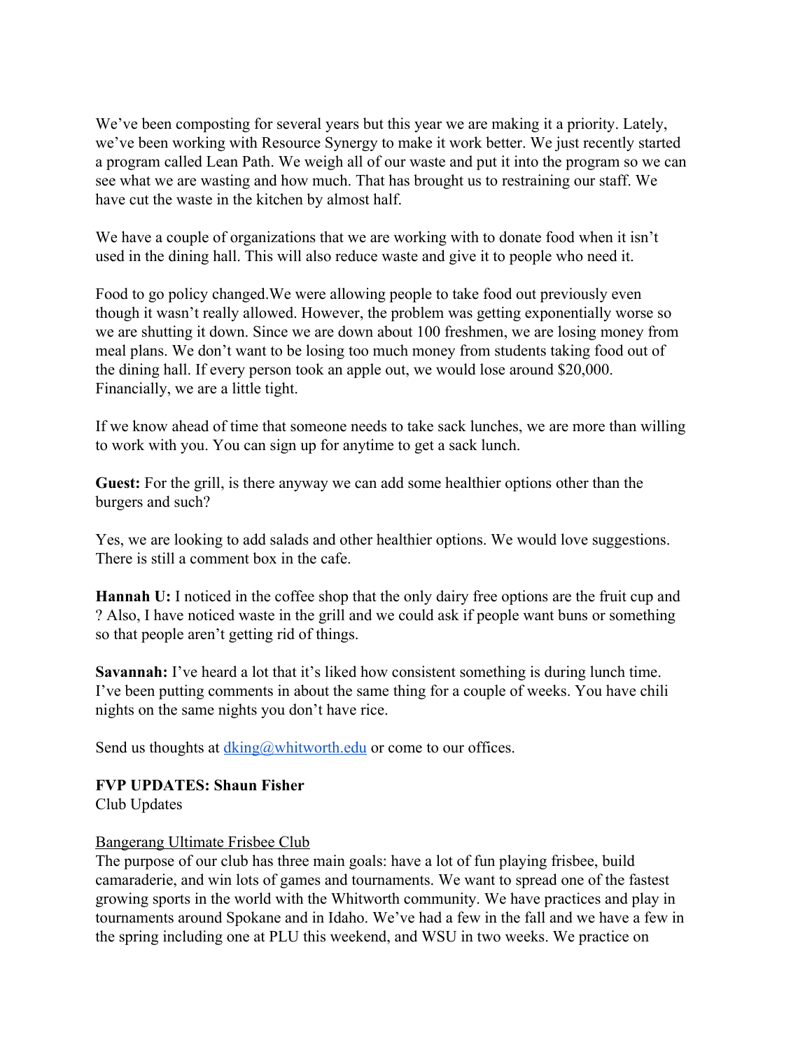We've been composting for several years but this year we are making it a priority. Lately, we've been working with Resource Synergy to make it work better. We just recently started a program called Lean Path. We weigh all of our waste and put it into the program so we can see what we are wasting and how much. That has brought us to restraining our staff. We have cut the waste in the kitchen by almost half.

We have a couple of organizations that we are working with to donate food when it isn't used in the dining hall. This will also reduce waste and give it to people who need it.

Food to go policy changed.We were allowing people to take food out previously even though it wasn't really allowed. However, the problem was getting exponentially worse so we are shutting it down. Since we are down about 100 freshmen, we are losing money from meal plans. We don't want to be losing too much money from students taking food out of the dining hall. If every person took an apple out, we would lose around $20,000. Financially, we are a little tight.

If we know ahead of time that someone needs to take sack lunches, we are more than willing to work with you. You can sign up for anytime to get a sack lunch.

**Guest:** For the grill, is there anyway we can add some healthier options other than the burgers and such?

Yes, we are looking to add salads and other healthier options. We would love suggestions. There is still a comment box in the cafe.

**Hannah U:** I noticed in the coffee shop that the only dairy free options are the fruit cup and ? Also, I have noticed waste in the grill and we could ask if people want buns or something so that people aren't getting rid of things.

**Savannah:** I've heard a lot that it's liked how consistent something is during lunch time. I've been putting comments in about the same thing for a couple of weeks. You have chili nights on the same nights you don't have rice.

Send us thoughts at [dking@whitworth.edu](mailto:dking@whitworth.edu) or come to our offices.

**FVP UPDATES: Shaun Fisher**

Club Updates

<u>Bangerang Ultimate Frisbee Club</u>

The purpose of our club has three main goals: have a lot of fun playing frisbee, build camaraderie, and win lots of games and tournaments. We want to spread one of the fastest growing sports in the world with the Whitworth community. We have practices and play in tournaments around Spokane and in Idaho. We've had a few in the fall and we have a few in the spring including one at PLU this weekend, and WSU in two weeks. We practice on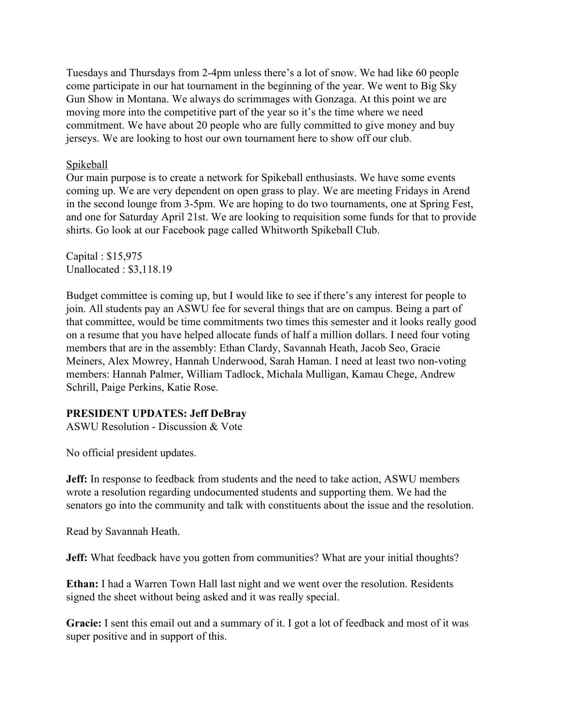Tuesdays and Thursdays from 2-4pm unless there's a lot of snow. We had like 60 people come participate in our hat tournament in the beginning of the year. We went to Big Sky Gun Show in Montana. We always do scrimmages with Gonzaga. At this point we are moving more into the competitive part of the year so it's the time where we need commitment. We have about 20 people who are fully committed to give money and buy jerseys. We are looking to host our own tournament here to show off our club.

<u>Spikeball</u>
Our main purpose is to create a network for Spikeball enthusiasts. We have some events coming up. We are very dependent on open grass to play. We are meeting Fridays in Arend in the second lounge from 3-5pm. We are hoping to do two tournaments, one at Spring Fest, and one for Saturday April 21st. We are looking to requisition some funds for that to provide shirts. Go look at our Facebook page called Whitworth Spikeball Club.

Capital : $15,975
Unallocated : $3,118.19

Budget committee is coming up, but I would like to see if there's any interest for people to join. All students pay an ASWU fee for several things that are on campus. Being a part of that committee, would be time commitments two times this semester and it looks really good on a resume that you have helped allocate funds of half a million dollars. I need four voting members that are in the assembly: Ethan Clardy, Savannah Heath, Jacob Seo, Gracie Meiners, Alex Mowrey, Hannah Underwood, Sarah Haman. I need at least two non-voting members: Hannah Palmer, William Tadlock, Michala Mulligan, Kamau Chege, Andrew Schrill, Paige Perkins, Katie Rose.

**PRESIDENT UPDATES: Jeff DeBray**
ASWU Resolution - Discussion & Vote

No official president updates.

**Jeff:** In response to feedback from students and the need to take action, ASWU members wrote a resolution regarding undocumented students and supporting them. We had the senators go into the community and talk with constituents about the issue and the resolution.

Read by Savannah Heath.

**Jeff:** What feedback have you gotten from communities? What are your initial thoughts?

**Ethan:** I had a Warren Town Hall last night and we went over the resolution. Residents signed the sheet without being asked and it was really special.

**Gracie:** I sent this email out and a summary of it. I got a lot of feedback and most of it was super positive and in support of this.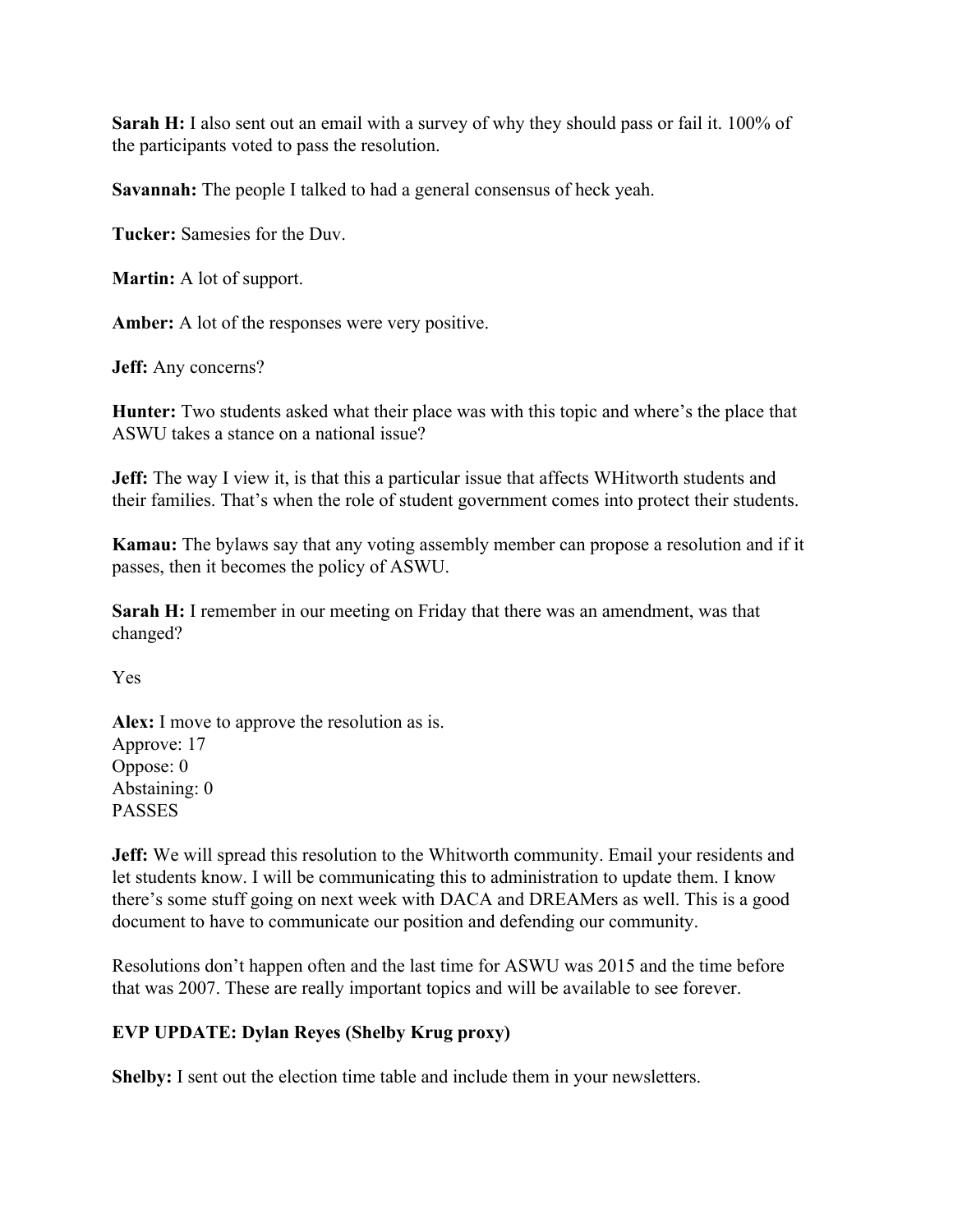**Sarah H:** I also sent out an email with a survey of why they should pass or fail it. 100% of the participants voted to pass the resolution.

**Savannah:** The people I talked to had a general consensus of heck yeah.

**Tucker:** Samesies for the Duv.

**Martin:** A lot of support.

**Amber:** A lot of the responses were very positive.

**Jeff:** Any concerns?

**Hunter:** Two students asked what their place was with this topic and where's the place that ASWU takes a stance on a national issue?

**Jeff:** The way I view it, is that this a particular issue that affects WHitworth students and their families. That's when the role of student government comes into protect their students.

**Kamau:** The bylaws say that any voting assembly member can propose a resolution and if it passes, then it becomes the policy of ASWU.

**Sarah H:** I remember in our meeting on Friday that there was an amendment, was that changed?

Yes

**Alex:** I move to approve the resolution as is.
Approve: 17
Oppose: 0
Abstaining: 0
PASSES

**Jeff:** We will spread this resolution to the Whitworth community. Email your residents and let students know. I will be communicating this to administration to update them. I know there's some stuff going on next week with DACA and DREAMers as well. This is a good document to have to communicate our position and defending our community.

Resolutions don't happen often and the last time for ASWU was 2015 and the time before that was 2007. These are really important topics and will be available to see forever.

**EVP UPDATE: Dylan Reyes (Shelby Krug proxy)**

**Shelby:** I sent out the election time table and include them in your newsletters.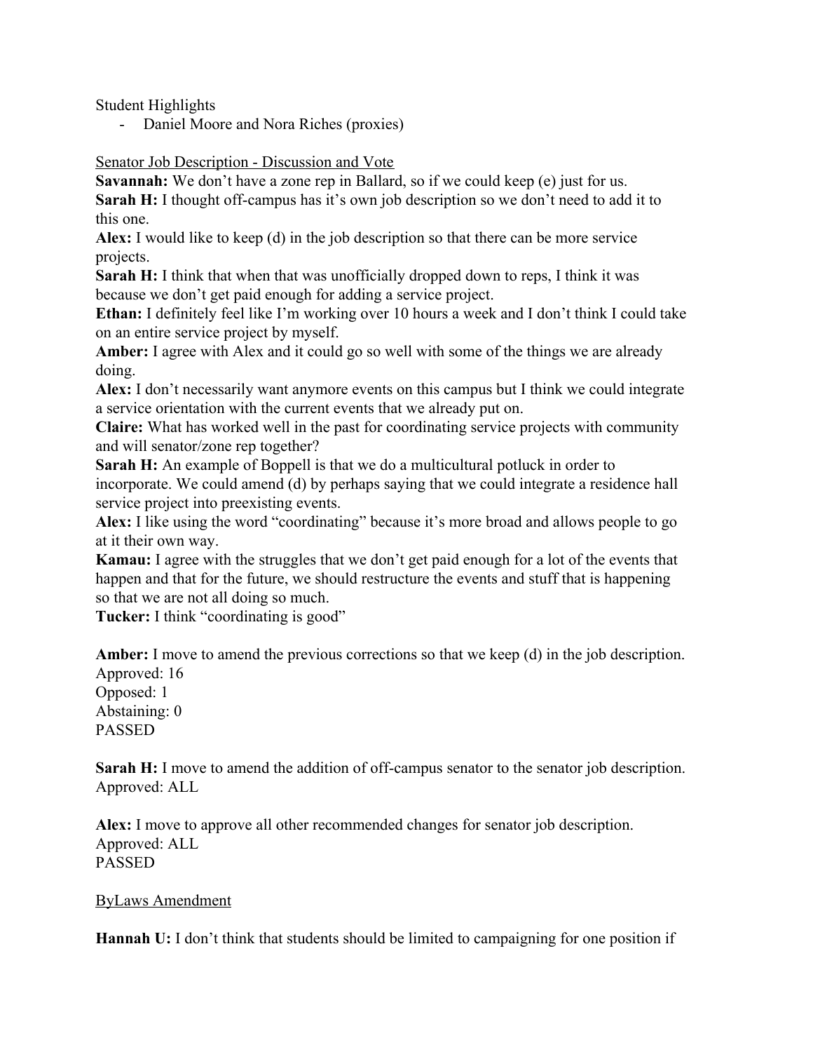Student Highlights

- Daniel Moore and Nora Riches (proxies)

<u>Senator Job Description - Discussion and Vote</u>

**Savannah:** We don't have a zone rep in Ballard, so if we could keep (e) just for us.
**Sarah H:** I thought off-campus has it's own job description so we don't need to add it to this one.
**Alex:** I would like to keep (d) in the job description so that there can be more service projects.
**Sarah H:** I think that when that was unofficially dropped down to reps, I think it was because we don't get paid enough for adding a service project.
**Ethan:** I definitely feel like I'm working over 10 hours a week and I don't think I could take on an entire service project by myself.
**Amber:** I agree with Alex and it could go so well with some of the things we are already doing.
**Alex:** I don't necessarily want anymore events on this campus but I think we could integrate a service orientation with the current events that we already put on.
**Claire:** What has worked well in the past for coordinating service projects with community and will senator/zone rep together?
**Sarah H:** An example of Boppell is that we do a multicultural potluck in order to incorporate. We could amend (d) by perhaps saying that we could integrate a residence hall service project into preexisting events.
**Alex:** I like using the word "coordinating" because it's more broad and allows people to go at it their own way.
**Kamau:** I agree with the struggles that we don't get paid enough for a lot of the events that happen and that for the future, we should restructure the events and stuff that is happening so that we are not all doing so much.
**Tucker:** I think "coordinating is good"

**Amber:** I move to amend the previous corrections so that we keep (d) in the job description.
Approved: 16
Opposed: 1
Abstaining: 0
PASSED

**Sarah H:** I move to amend the addition of off-campus senator to the senator job description.
Approved: ALL

**Alex:** I move to approve all other recommended changes for senator job description.
Approved: ALL
PASSED

<u>ByLaws Amendment</u>

**Hannah U:** I don't think that students should be limited to campaigning for one position if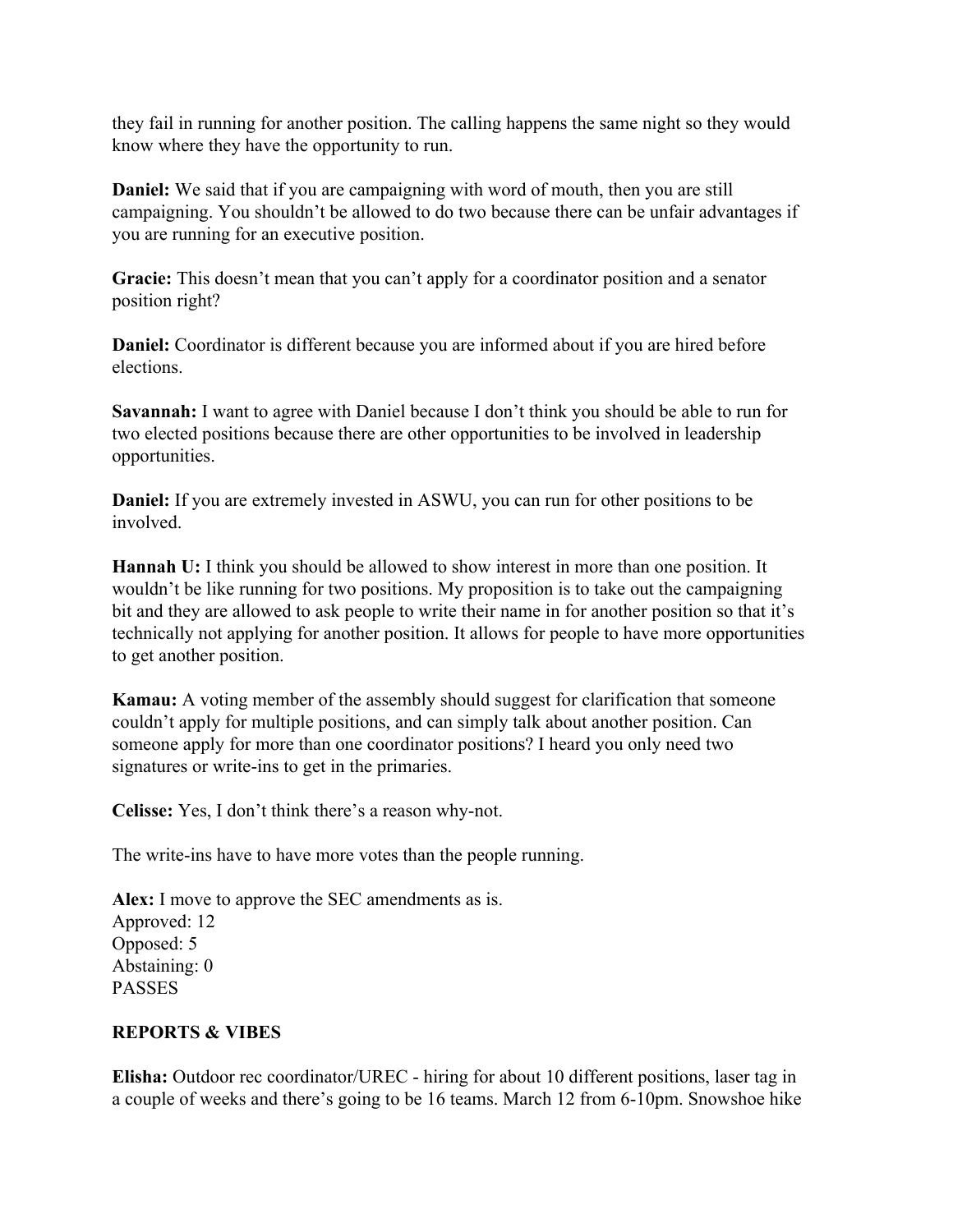they fail in running for another position. The calling happens the same night so they would know where they have the opportunity to run.

**Daniel:** We said that if you are campaigning with word of mouth, then you are still campaigning. You shouldn't be allowed to do two because there can be unfair advantages if you are running for an executive position.

**Gracie:** This doesn't mean that you can't apply for a coordinator position and a senator position right?

**Daniel:** Coordinator is different because you are informed about if you are hired before elections.

**Savannah:** I want to agree with Daniel because I don't think you should be able to run for two elected positions because there are other opportunities to be involved in leadership opportunities.

**Daniel:** If you are extremely invested in ASWU, you can run for other positions to be involved.

**Hannah U:** I think you should be allowed to show interest in more than one position. It wouldn't be like running for two positions. My proposition is to take out the campaigning bit and they are allowed to ask people to write their name in for another position so that it's technically not applying for another position. It allows for people to have more opportunities to get another position.

**Kamau:** A voting member of the assembly should suggest for clarification that someone couldn't apply for multiple positions, and can simply talk about another position. Can someone apply for more than one coordinator positions? I heard you only need two signatures or write-ins to get in the primaries.

**Celisse:** Yes, I don't think there's a reason why-not.

The write-ins have to have more votes than the people running.

**Alex:** I move to approve the SEC amendments as is.
Approved: 12
Opposed: 5
Abstaining: 0
PASSES

**REPORTS & VIBES**

**Elisha:** Outdoor rec coordinator/UREC - hiring for about 10 different positions, laser tag in a couple of weeks and there's going to be 16 teams. March 12 from 6-10pm. Snowshoe hike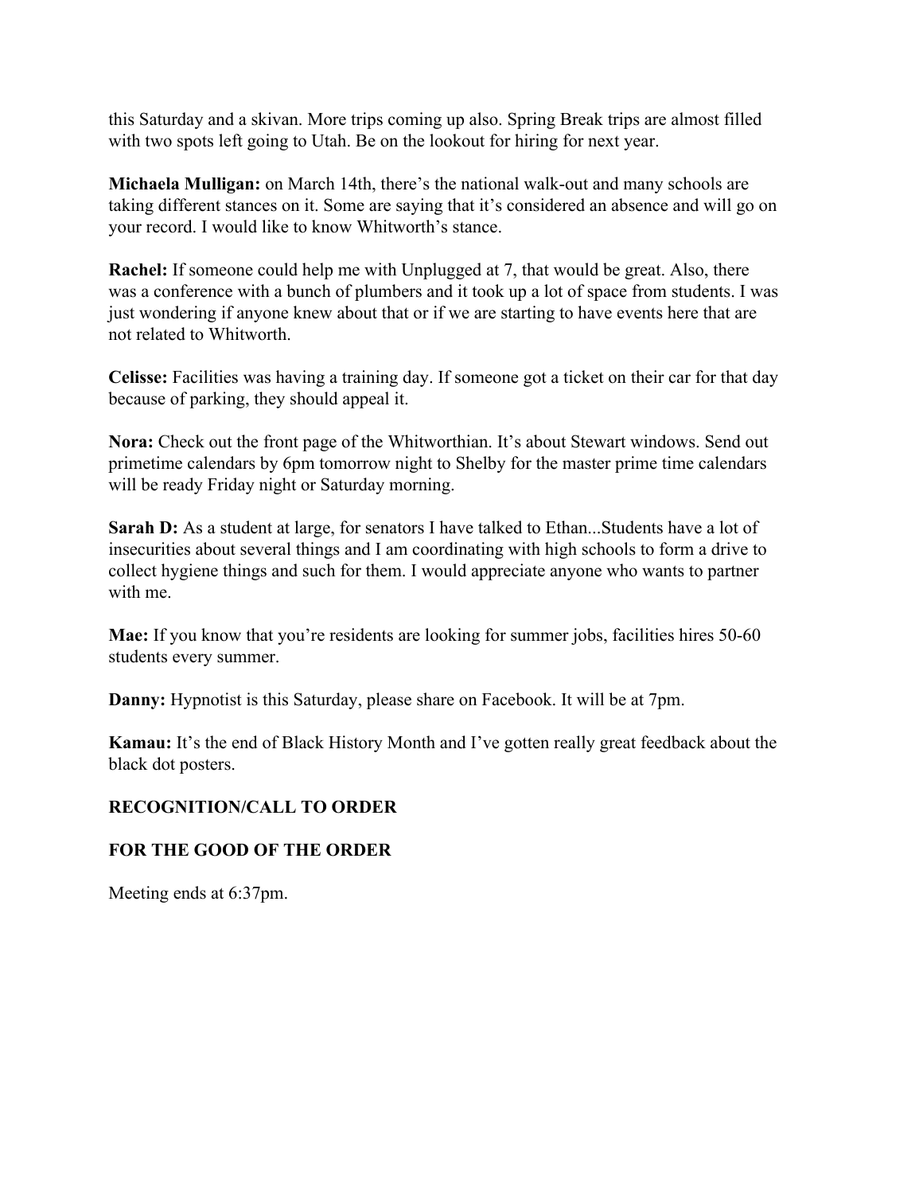this Saturday and a skivan. More trips coming up also. Spring Break trips are almost filled with two spots left going to Utah. Be on the lookout for hiring for next year.

**Michaela Mulligan:** on March 14th, there's the national walk-out and many schools are taking different stances on it. Some are saying that it's considered an absence and will go on your record. I would like to know Whitworth's stance.

**Rachel:** If someone could help me with Unplugged at 7, that would be great. Also, there was a conference with a bunch of plumbers and it took up a lot of space from students. I was just wondering if anyone knew about that or if we are starting to have events here that are not related to Whitworth.

**Celisse:** Facilities was having a training day. If someone got a ticket on their car for that day because of parking, they should appeal it.

**Nora:** Check out the front page of the Whitworthian. It's about Stewart windows. Send out primetime calendars by 6pm tomorrow night to Shelby for the master prime time calendars will be ready Friday night or Saturday morning.

**Sarah D:** As a student at large, for senators I have talked to Ethan...Students have a lot of insecurities about several things and I am coordinating with high schools to form a drive to collect hygiene things and such for them. I would appreciate anyone who wants to partner with me.

**Mae:** If you know that you're residents are looking for summer jobs, facilities hires 50-60 students every summer.

**Danny:** Hypnotist is this Saturday, please share on Facebook. It will be at 7pm.

**Kamau:** It's the end of Black History Month and I've gotten really great feedback about the black dot posters.

**RECOGNITION/CALL TO ORDER**

**FOR THE GOOD OF THE ORDER**

Meeting ends at 6:37pm.